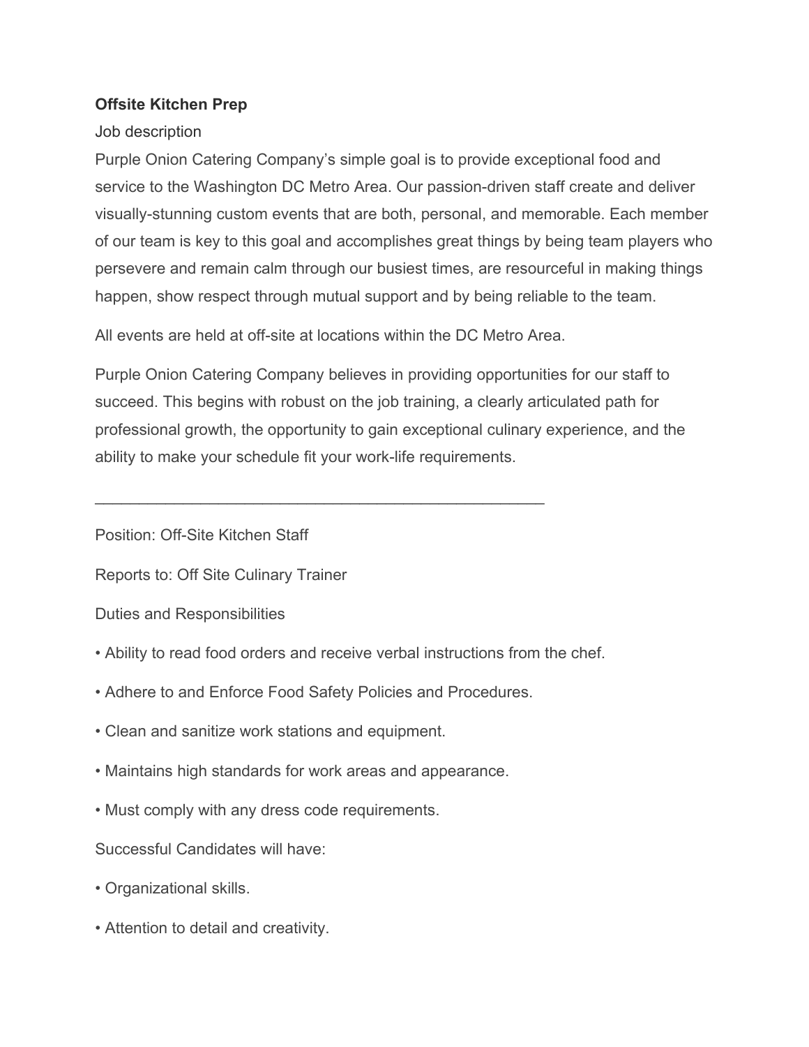**Offsite Kitchen Prep**

Job description

Purple Onion Catering Company's simple goal is to provide exceptional food and service to the Washington DC Metro Area. Our passion-driven staff create and deliver visually-stunning custom events that are both, personal, and memorable. Each member of our team is key to this goal and accomplishes great things by being team players who persevere and remain calm through our busiest times, are resourceful in making things happen, show respect through mutual support and by being reliable to the team.

All events are held at off-site at locations within the DC Metro Area.

Purple Onion Catering Company believes in providing opportunities for our staff to succeed. This begins with robust on the job training, a clearly articulated path for professional growth, the opportunity to gain exceptional culinary experience, and the ability to make your schedule fit your work-life requirements.

---

Position: Off-Site Kitchen Staff

Reports to: Off Site Culinary Trainer

Duties and Responsibilities

• Ability to read food orders and receive verbal instructions from the chef.

• Adhere to and Enforce Food Safety Policies and Procedures.

• Clean and sanitize work stations and equipment.

• Maintains high standards for work areas and appearance.

• Must comply with any dress code requirements.

Successful Candidates will have:

• Organizational skills.

• Attention to detail and creativity.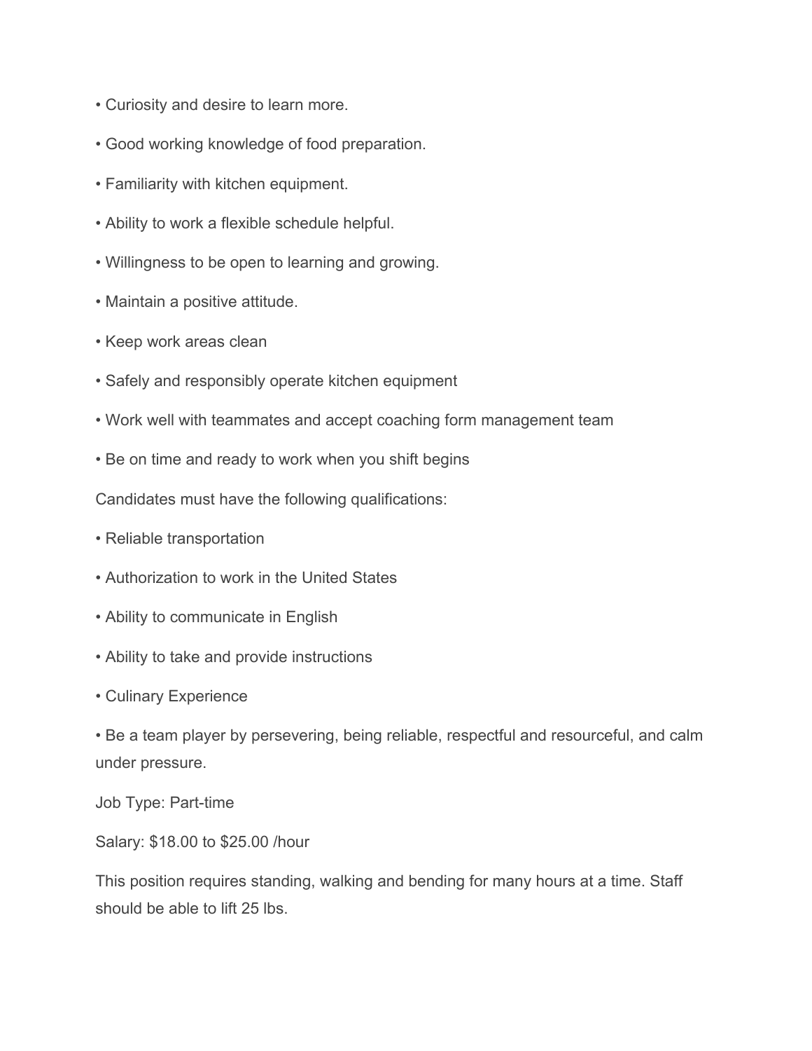- Curiosity and desire to learn more.
- Good working knowledge of food preparation.
- Familiarity with kitchen equipment.
- Ability to work a flexible schedule helpful.
- Willingness to be open to learning and growing.
- Maintain a positive attitude.
- Keep work areas clean
- Safely and responsibly operate kitchen equipment
- Work well with teammates and accept coaching form management team
- Be on time and ready to work when you shift begins

Candidates must have the following qualifications:

- Reliable transportation
- Authorization to work in the United States
- Ability to communicate in English
- Ability to take and provide instructions
- Culinary Experience
- Be a team player by persevering, being reliable, respectful and resourceful, and calm under pressure.

Job Type: Part-time

Salary: $18.00 to $25.00 /hour

This position requires standing, walking and bending for many hours at a time. Staff should be able to lift 25 lbs.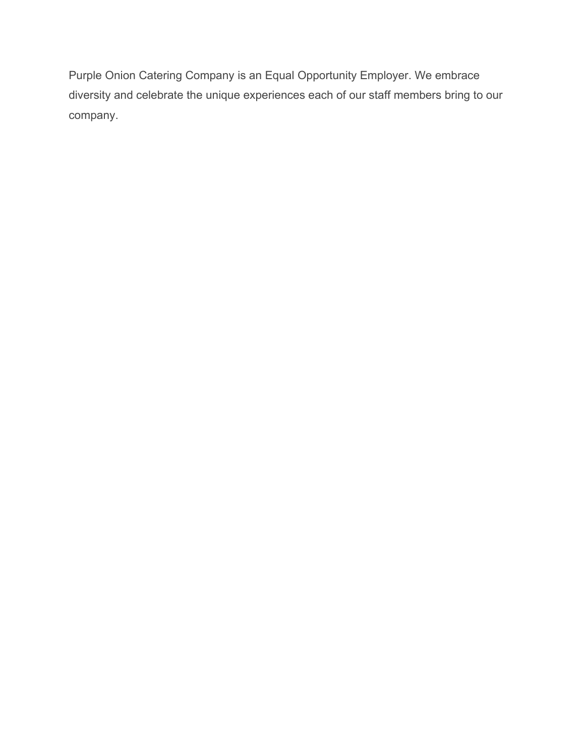Purple Onion Catering Company is an Equal Opportunity Employer. We embrace diversity and celebrate the unique experiences each of our staff members bring to our company.